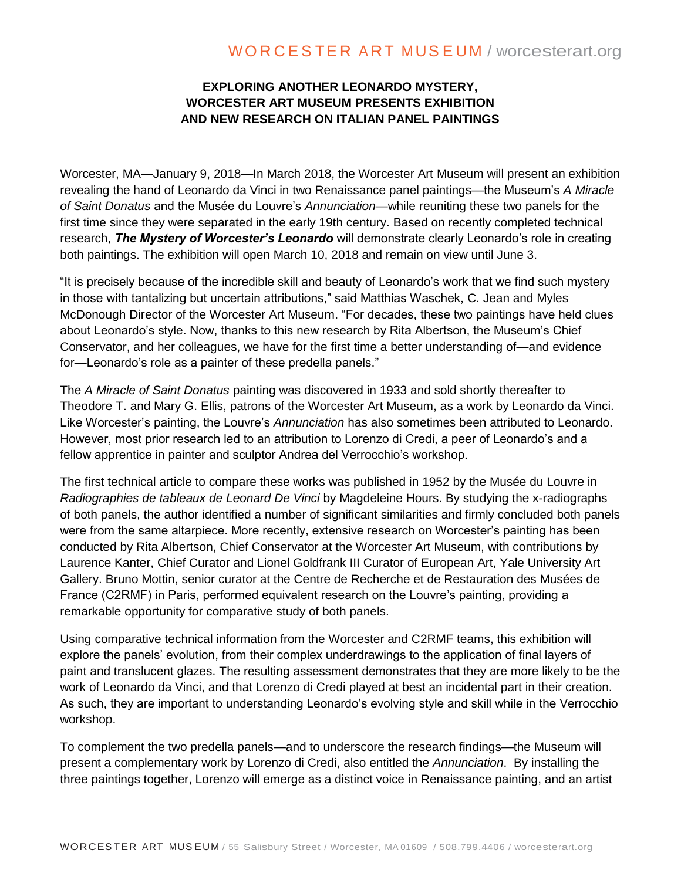# EXPLORING ANOTHER LEONARDO MYSTERY, WORCESTER ART MUSEUM PRESENTS EXHIBITION AND NEW RESEARCH ON ITALIAN PANEL PAINTINGS

Worcester, MA—January 9, 2018—In March 2018, the Worcester Art Museum will present an exhibition revealing the hand of Leonardo da Vinci in two Renaissance panel paintings—the Museum's *A Miracle of Saint Donatus* and the Musée du Louvre's *Annunciation*—while reuniting these two panels for the first time since they were separated in the early 19th century. Based on recently completed technical research, ***The Mystery of Worcester's Leonardo*** will demonstrate clearly Leonardo's role in creating both paintings. The exhibition will open March 10, 2018 and remain on view until June 3.

"It is precisely because of the incredible skill and beauty of Leonardo's work that we find such mystery in those with tantalizing but uncertain attributions," said Matthias Waschek, C. Jean and Myles McDonough Director of the Worcester Art Museum. "For decades, these two paintings have held clues about Leonardo's style. Now, thanks to this new research by Rita Albertson, the Museum's Chief Conservator, and her colleagues, we have for the first time a better understanding of—and evidence for—Leonardo's role as a painter of these predella panels."

The *A Miracle of Saint Donatus* painting was discovered in 1933 and sold shortly thereafter to Theodore T. and Mary G. Ellis, patrons of the Worcester Art Museum, as a work by Leonardo da Vinci. Like Worcester's painting, the Louvre's *Annunciation* has also sometimes been attributed to Leonardo. However, most prior research led to an attribution to Lorenzo di Credi, a peer of Leonardo's and a fellow apprentice in painter and sculptor Andrea del Verrocchio's workshop.

The first technical article to compare these works was published in 1952 by the Musée du Louvre in *Radiographies de tableaux de Leonard De Vinci* by Magdeleine Hours. By studying the x-radiographs of both panels, the author identified a number of significant similarities and firmly concluded both panels were from the same altarpiece. More recently, extensive research on Worcester's painting has been conducted by Rita Albertson, Chief Conservator at the Worcester Art Museum, with contributions by Laurence Kanter, Chief Curator and Lionel Goldfrank III Curator of European Art, Yale University Art Gallery. Bruno Mottin, senior curator at the Centre de Recherche et de Restauration des Musées de France (C2RMF) in Paris, performed equivalent research on the Louvre's painting, providing a remarkable opportunity for comparative study of both panels.

Using comparative technical information from the Worcester and C2RMF teams, this exhibition will explore the panels' evolution, from their complex underdrawings to the application of final layers of paint and translucent glazes. The resulting assessment demonstrates that they are more likely to be the work of Leonardo da Vinci, and that Lorenzo di Credi played at best an incidental part in their creation. As such, they are important to understanding Leonardo's evolving style and skill while in the Verrocchio workshop.

To complement the two predella panels—and to underscore the research findings—the Museum will present a complementary work by Lorenzo di Credi, also entitled the *Annunciation*. By installing the three paintings together, Lorenzo will emerge as a distinct voice in Renaissance painting, and an artist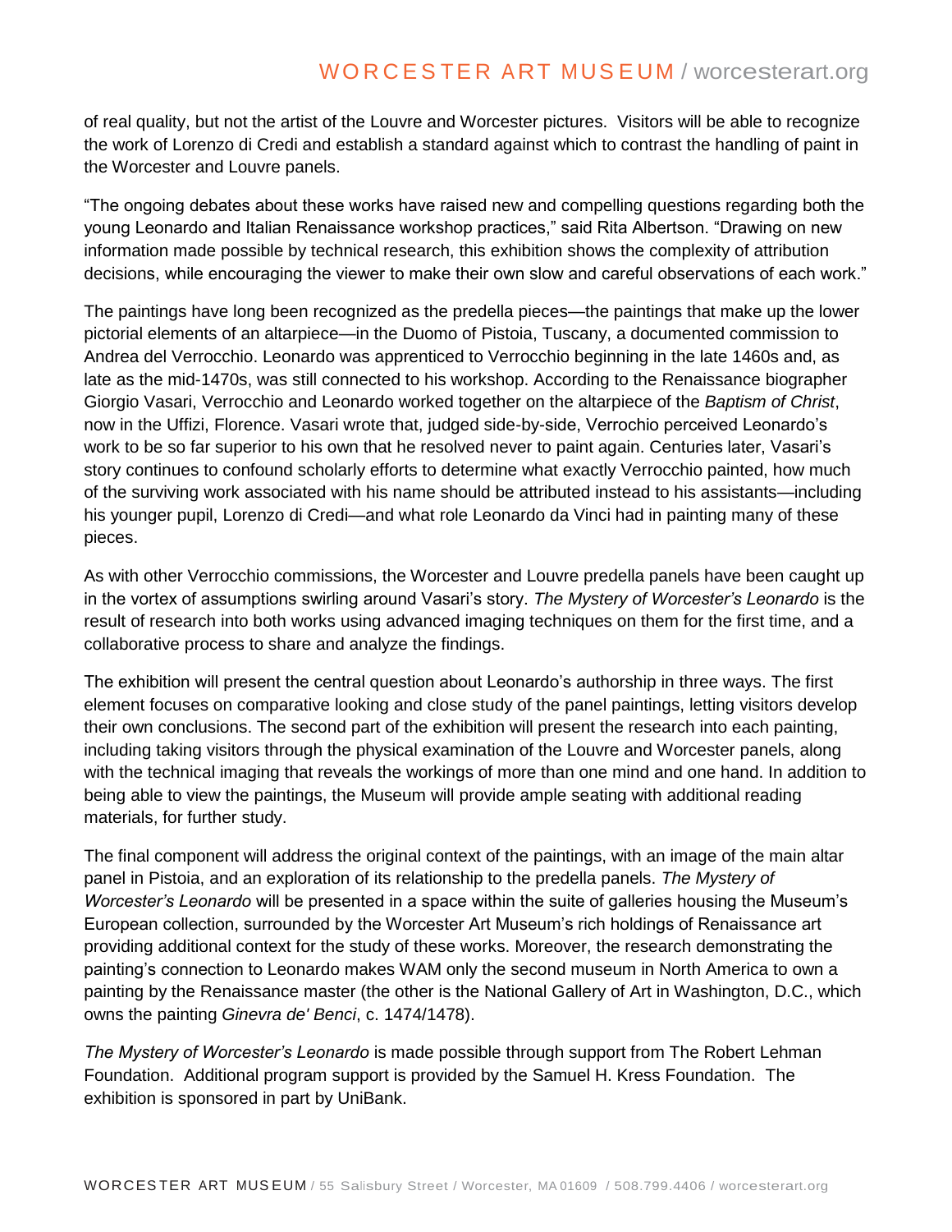of real quality, but not the artist of the Louvre and Worcester pictures. Visitors will be able to recognize the work of Lorenzo di Credi and establish a standard against which to contrast the handling of paint in the Worcester and Louvre panels.

"The ongoing debates about these works have raised new and compelling questions regarding both the young Leonardo and Italian Renaissance workshop practices," said Rita Albertson. "Drawing on new information made possible by technical research, this exhibition shows the complexity of attribution decisions, while encouraging the viewer to make their own slow and careful observations of each work."

The paintings have long been recognized as the predella pieces—the paintings that make up the lower pictorial elements of an altarpiece—in the Duomo of Pistoia, Tuscany, a documented commission to Andrea del Verrocchio. Leonardo was apprenticed to Verrocchio beginning in the late 1460s and, as late as the mid-1470s, was still connected to his workshop. According to the Renaissance biographer Giorgio Vasari, Verrocchio and Leonardo worked together on the altarpiece of the *Baptism of Christ*, now in the Uffizi, Florence. Vasari wrote that, judged side-by-side, Verrochio perceived Leonardo's work to be so far superior to his own that he resolved never to paint again. Centuries later, Vasari's story continues to confound scholarly efforts to determine what exactly Verrocchio painted, how much of the surviving work associated with his name should be attributed instead to his assistants—including his younger pupil, Lorenzo di Credi—and what role Leonardo da Vinci had in painting many of these pieces.

As with other Verrocchio commissions, the Worcester and Louvre predella panels have been caught up in the vortex of assumptions swirling around Vasari's story. *The Mystery of Worcester's Leonardo* is the result of research into both works using advanced imaging techniques on them for the first time, and a collaborative process to share and analyze the findings.

The exhibition will present the central question about Leonardo's authorship in three ways. The first element focuses on comparative looking and close study of the panel paintings, letting visitors develop their own conclusions. The second part of the exhibition will present the research into each painting, including taking visitors through the physical examination of the Louvre and Worcester panels, along with the technical imaging that reveals the workings of more than one mind and one hand. In addition to being able to view the paintings, the Museum will provide ample seating with additional reading materials, for further study.

The final component will address the original context of the paintings, with an image of the main altar panel in Pistoia, and an exploration of its relationship to the predella panels. *The Mystery of Worcester's Leonardo* will be presented in a space within the suite of galleries housing the Museum's European collection, surrounded by the Worcester Art Museum's rich holdings of Renaissance art providing additional context for the study of these works. Moreover, the research demonstrating the painting's connection to Leonardo makes WAM only the second museum in North America to own a painting by the Renaissance master (the other is the National Gallery of Art in Washington, D.C., which owns the painting *Ginevra de' Benci*, c. 1474/1478).

*The Mystery of Worcester's Leonardo* is made possible through support from The Robert Lehman Foundation. Additional program support is provided by the Samuel H. Kress Foundation. The exhibition is sponsored in part by UniBank.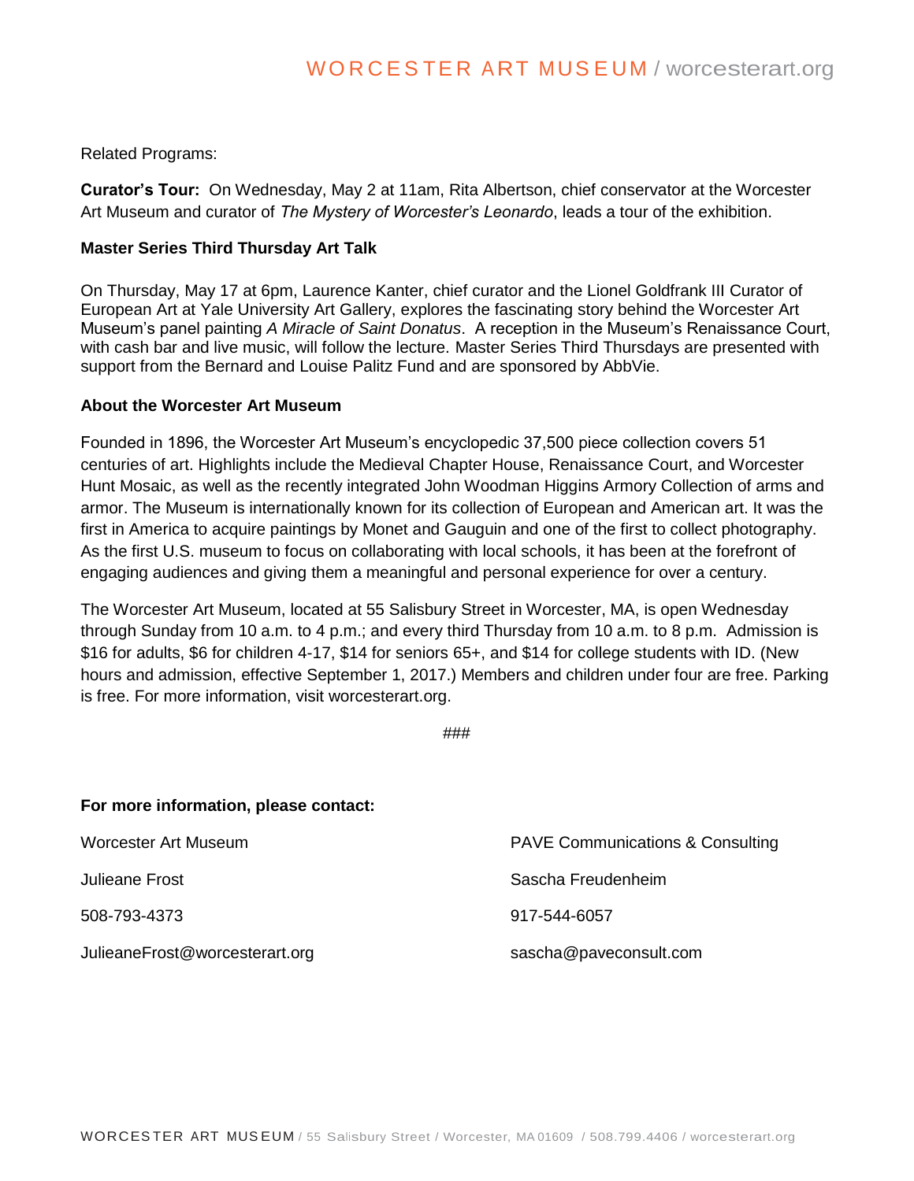Related Programs:

**Curator's Tour:** On Wednesday, May 2 at 11am, Rita Albertson, chief conservator at the Worcester Art Museum and curator of *The Mystery of Worcester's Leonardo*, leads a tour of the exhibition.

**Master Series Third Thursday Art Talk**

On Thursday, May 17 at 6pm, Laurence Kanter, chief curator and the Lionel Goldfrank III Curator of European Art at Yale University Art Gallery, explores the fascinating story behind the Worcester Art Museum's panel painting *A Miracle of Saint Donatus*. A reception in the Museum's Renaissance Court, with cash bar and live music, will follow the lecture. Master Series Third Thursdays are presented with support from the Bernard and Louise Palitz Fund and are sponsored by AbbVie.

**About the Worcester Art Museum**

Founded in 1896, the Worcester Art Museum's encyclopedic 37,500 piece collection covers 51 centuries of art. Highlights include the Medieval Chapter House, Renaissance Court, and Worcester Hunt Mosaic, as well as the recently integrated John Woodman Higgins Armory Collection of arms and armor. The Museum is internationally known for its collection of European and American art. It was the first in America to acquire paintings by Monet and Gauguin and one of the first to collect photography. As the first U.S. museum to focus on collaborating with local schools, it has been at the forefront of engaging audiences and giving them a meaningful and personal experience for over a century.

The Worcester Art Museum, located at 55 Salisbury Street in Worcester, MA, is open Wednesday through Sunday from 10 a.m. to 4 p.m.; and every third Thursday from 10 a.m. to 8 p.m. Admission is $16 for adults, $6 for children 4-17, $14 for seniors 65+, and $14 for college students with ID. (New hours and admission, effective September 1, 2017.) Members and children under four are free. Parking is free. For more information, visit worcesterart.org.

###

**For more information, please contact:**

Worcester Art Museum
Julieane Frost
508-793-4373
JulieaneFrost@worcesterart.org

PAVE Communications & Consulting
Sascha Freudenheim
917-544-6057
sascha@paveconsult.com